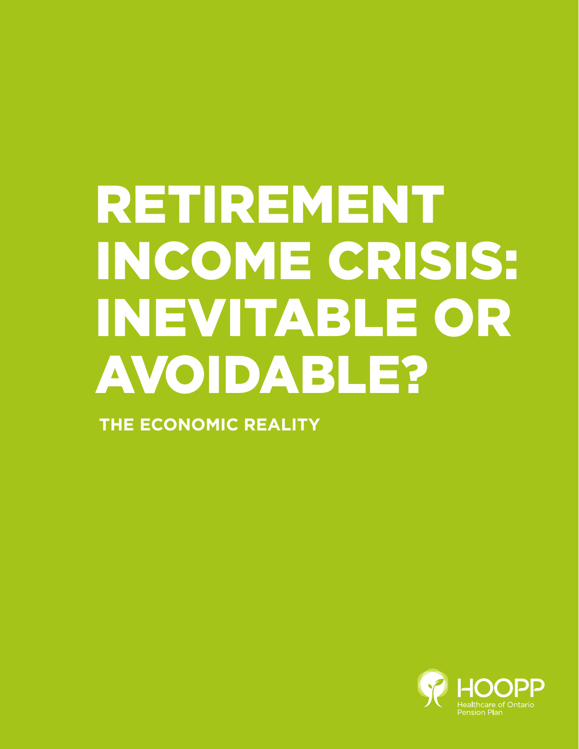# RETIREMENT INCOME CRISIS: INEVITABLE OR AVOIDABLE?

**THE ECONOMIC REALITY**

HOOPP
Healthcare of Ontario Pension Plan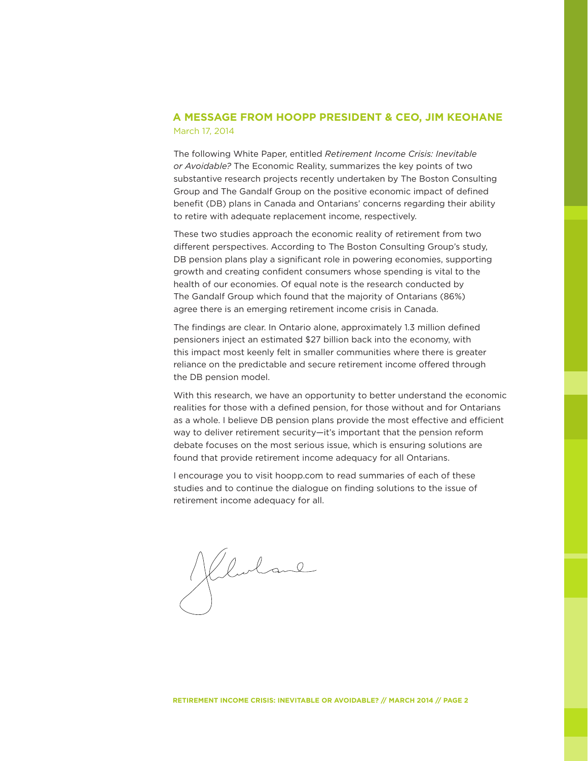## A MESSAGE FROM HOOPP PRESIDENT & CEO, JIM KEOHANE

March 17, 2014

The following White Paper, entitled *Retirement Income Crisis: Inevitable or Avoidable?* The Economic Reality, summarizes the key points of two substantive research projects recently undertaken by The Boston Consulting Group and The Gandalf Group on the positive economic impact of defined benefit (DB) plans in Canada and Ontarians' concerns regarding their ability to retire with adequate replacement income, respectively.

These two studies approach the economic reality of retirement from two different perspectives. According to The Boston Consulting Group's study, DB pension plans play a significant role in powering economies, supporting growth and creating confident consumers whose spending is vital to the health of our economies. Of equal note is the research conducted by The Gandalf Group which found that the majority of Ontarians (86%) agree there is an emerging retirement income crisis in Canada.

The findings are clear. In Ontario alone, approximately 1.3 million defined pensioners inject an estimated $27 billion back into the economy, with this impact most keenly felt in smaller communities where there is greater reliance on the predictable and secure retirement income offered through the DB pension model.

With this research, we have an opportunity to better understand the economic realities for those with a defined pension, for those without and for Ontarians as a whole. I believe DB pension plans provide the most effective and efficient way to deliver retirement security—it's important that the pension reform debate focuses on the most serious issue, which is ensuring solutions are found that provide retirement income adequacy for all Ontarians.

I encourage you to visit hoopp.com to read summaries of each of these studies and to continue the dialogue on finding solutions to the issue of retirement income adequacy for all.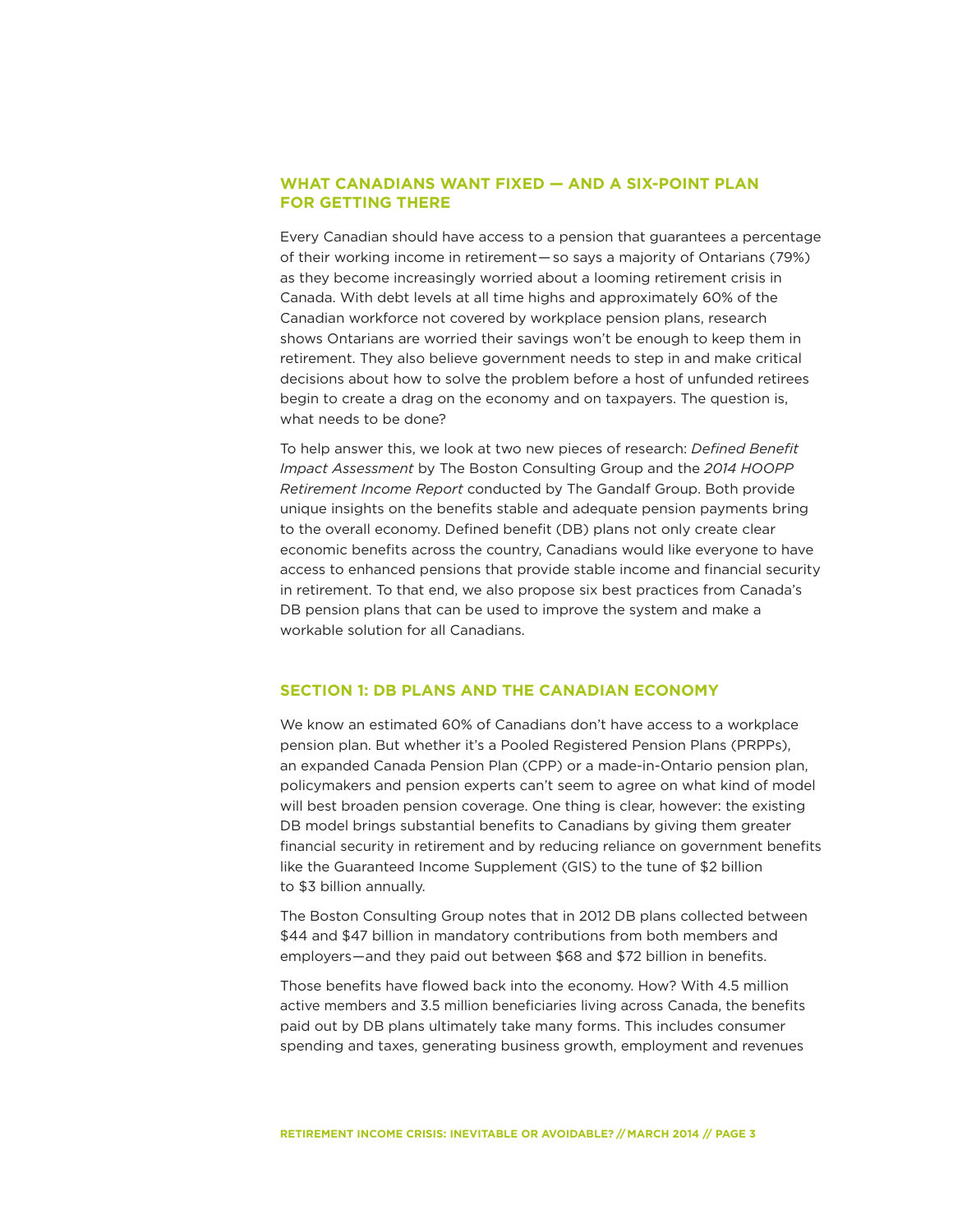## WHAT CANADIANS WANT FIXED — AND A SIX-POINT PLAN FOR GETTING THERE

Every Canadian should have access to a pension that guarantees a percentage of their working income in retirement— so says a majority of Ontarians (79%) as they become increasingly worried about a looming retirement crisis in Canada. With debt levels at all time highs and approximately 60% of the Canadian workforce not covered by workplace pension plans, research shows Ontarians are worried their savings won't be enough to keep them in retirement. They also believe government needs to step in and make critical decisions about how to solve the problem before a host of unfunded retirees begin to create a drag on the economy and on taxpayers. The question is, what needs to be done?

To help answer this, we look at two new pieces of research: *Defined Benefit Impact Assessment* by The Boston Consulting Group and the *2014 HOOPP Retirement Income Report* conducted by The Gandalf Group. Both provide unique insights on the benefits stable and adequate pension payments bring to the overall economy. Defined benefit (DB) plans not only create clear economic benefits across the country, Canadians would like everyone to have access to enhanced pensions that provide stable income and financial security in retirement. To that end, we also propose six best practices from Canada's DB pension plans that can be used to improve the system and make a workable solution for all Canadians.

## SECTION 1: DB PLANS AND THE CANADIAN ECONOMY

We know an estimated 60% of Canadians don't have access to a workplace pension plan. But whether it's a Pooled Registered Pension Plans (PRPPs), an expanded Canada Pension Plan (CPP) or a made-in-Ontario pension plan, policymakers and pension experts can't seem to agree on what kind of model will best broaden pension coverage. One thing is clear, however: the existing DB model brings substantial benefits to Canadians by giving them greater financial security in retirement and by reducing reliance on government benefits like the Guaranteed Income Supplement (GIS) to the tune of $2 billion to $3 billion annually.

The Boston Consulting Group notes that in 2012 DB plans collected between $44 and $47 billion in mandatory contributions from both members and employers—and they paid out between $68 and $72 billion in benefits.

Those benefits have flowed back into the economy. How? With 4.5 million active members and 3.5 million beneficiaries living across Canada, the benefits paid out by DB plans ultimately take many forms. This includes consumer spending and taxes, generating business growth, employment and revenues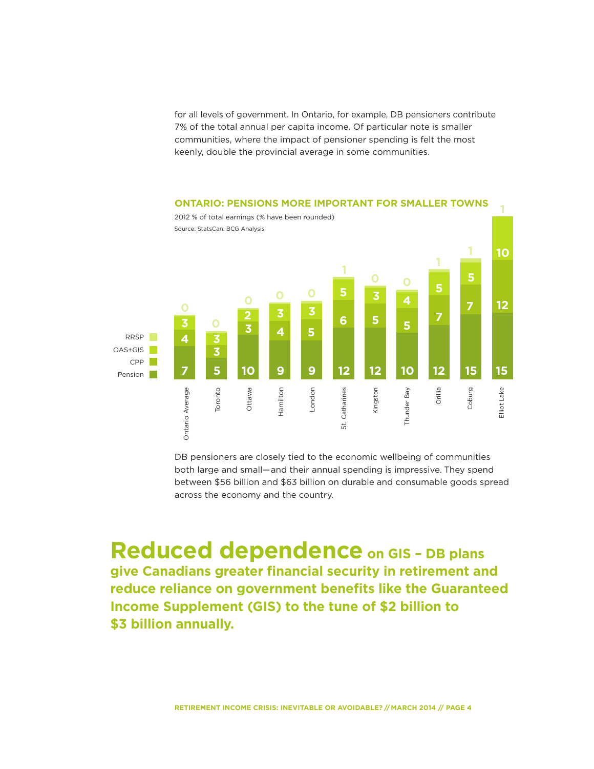for all levels of government. In Ontario, for example, DB pensioners contribute 7% of the total annual per capita income. Of particular note is smaller communities, where the impact of pensioner spending is felt the most keenly, double the provincial average in some communities.

**ONTARIO: PENSIONS MORE IMPORTANT FOR SMALLER TOWNS**

2012 % of total earnings (% have been rounded)

Source: StatsCan, BCG Analysis

| | Pension | CPP | OAS+GIS | RRSP |
|---|---|---|---|---|
| Ontario Average | 7 | 4 | 3 | 0 |
| Toronto | 5 | 3 | 3 | 0 |
| Ottawa | 10 | 3 | 2 | 0 |
| Hamilton | 9 | 4 | 3 | 0 |
| London | 9 | 5 | 3 | 0 |
| St. Catharines | 12 | 6 | 5 | 1 |
| Kingston | 12 | 5 | 3 | 0 |
| Thunder Bay | 10 | 5 | 4 | 0 |
| Orillia | 12 | 7 | 5 | 1 |
| Coburg | 15 | 7 | 5 | 1 |
| Elliot Lake | 15 | 12 | 10 | 1 |

DB pensioners are closely tied to the economic wellbeing of communities both large and small—and their annual spending is impressive. They spend between $56 billion and $63 billion on durable and consumable goods spread across the economy and the country.

## **Reduced dependence** on GIS – DB plans give Canadians greater financial security in retirement and reduce reliance on government benefits like the Guaranteed Income Supplement (GIS) to the tune of $2 billion to $3 billion annually.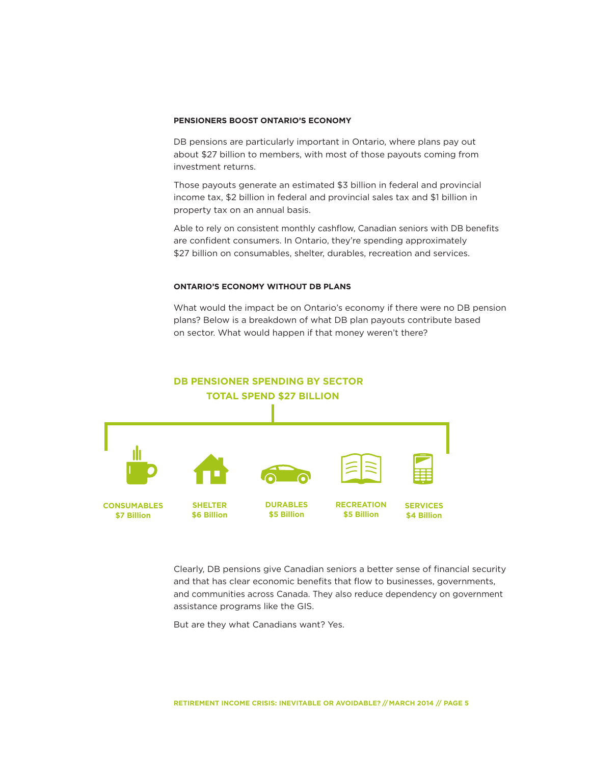### PENSIONERS BOOST ONTARIO'S ECONOMY

DB pensions are particularly important in Ontario, where plans pay out about $27 billion to members, with most of those payouts coming from investment returns.

Those payouts generate an estimated $3 billion in federal and provincial income tax, $2 billion in federal and provincial sales tax and $1 billion in property tax on an annual basis.

Able to rely on consistent monthly cashflow, Canadian seniors with DB benefits are confident consumers. In Ontario, they're spending approximately $27 billion on consumables, shelter, durables, recreation and services.

### ONTARIO'S ECONOMY WITHOUT DB PLANS

What would the impact be on Ontario's economy if there were no DB pension plans? Below is a breakdown of what DB plan payouts contribute based on sector. What would happen if that money weren't there?

**DB PENSIONER SPENDING BY SECTOR**
**TOTAL SPEND $27 BILLION**

| CONSUMABLES | SHELTER | DURABLES | RECREATION | SERVICES |
|---|---|---|---|---|
| $7 Billion | $6 Billion | $5 Billion | $5 Billion | $4 Billion |

Clearly, DB pensions give Canadian seniors a better sense of financial security and that has clear economic benefits that flow to businesses, governments, and communities across Canada. They also reduce dependency on government assistance programs like the GIS.

But are they what Canadians want? Yes.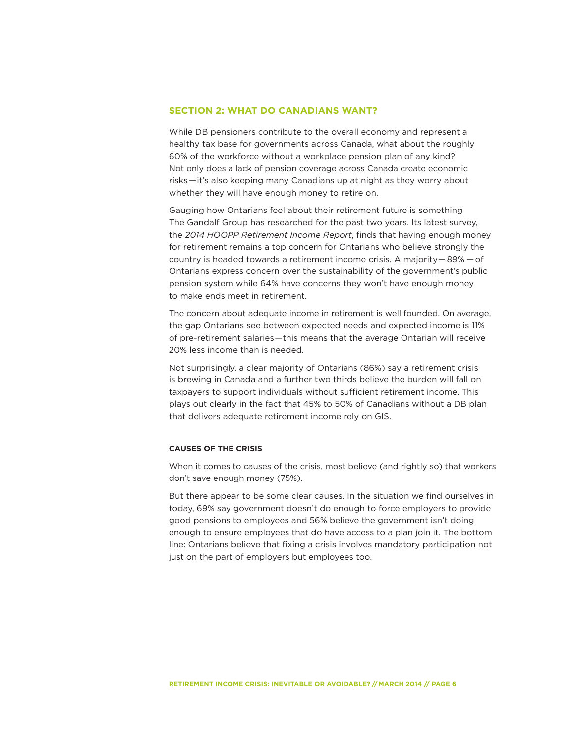## SECTION 2: WHAT DO CANADIANS WANT?

While DB pensioners contribute to the overall economy and represent a healthy tax base for governments across Canada, what about the roughly 60% of the workforce without a workplace pension plan of any kind? Not only does a lack of pension coverage across Canada create economic risks—it's also keeping many Canadians up at night as they worry about whether they will have enough money to retire on.

Gauging how Ontarians feel about their retirement future is something The Gandalf Group has researched for the past two years. Its latest survey, the *2014 HOOPP Retirement Income Report*, finds that having enough money for retirement remains a top concern for Ontarians who believe strongly the country is headed towards a retirement income crisis. A majority—89%—of Ontarians express concern over the sustainability of the government's public pension system while 64% have concerns they won't have enough money to make ends meet in retirement.

The concern about adequate income in retirement is well founded. On average, the gap Ontarians see between expected needs and expected income is 11% of pre-retirement salaries—this means that the average Ontarian will receive 20% less income than is needed.

Not surprisingly, a clear majority of Ontarians (86%) say a retirement crisis is brewing in Canada and a further two thirds believe the burden will fall on taxpayers to support individuals without sufficient retirement income. This plays out clearly in the fact that 45% to 50% of Canadians without a DB plan that delivers adequate retirement income rely on GIS.

### CAUSES OF THE CRISIS

When it comes to causes of the crisis, most believe (and rightly so) that workers don't save enough money (75%).

But there appear to be some clear causes. In the situation we find ourselves in today, 69% say government doesn't do enough to force employers to provide good pensions to employees and 56% believe the government isn't doing enough to ensure employees that do have access to a plan join it. The bottom line: Ontarians believe that fixing a crisis involves mandatory participation not just on the part of employers but employees too.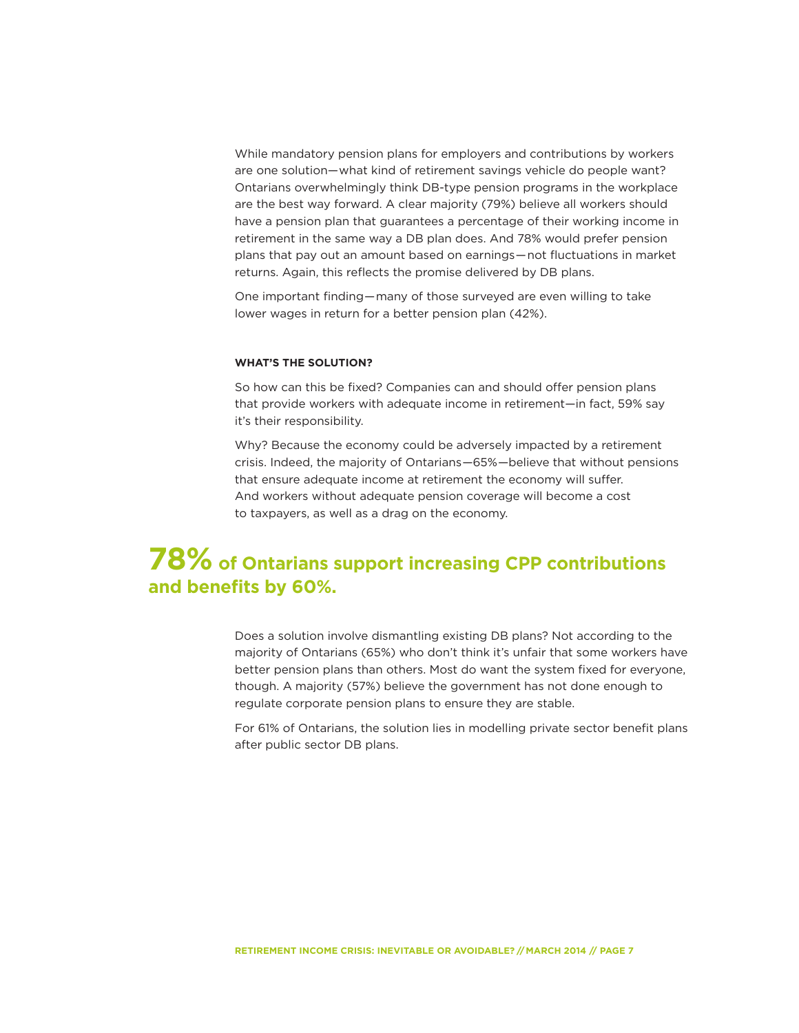While mandatory pension plans for employers and contributions by workers are one solution—what kind of retirement savings vehicle do people want? Ontarians overwhelmingly think DB-type pension programs in the workplace are the best way forward. A clear majority (79%) believe all workers should have a pension plan that guarantees a percentage of their working income in retirement in the same way a DB plan does. And 78% would prefer pension plans that pay out an amount based on earnings—not fluctuations in market returns. Again, this reflects the promise delivered by DB plans.

One important finding—many of those surveyed are even willing to take lower wages in return for a better pension plan (42%).

**WHAT'S THE SOLUTION?**

So how can this be fixed? Companies can and should offer pension plans that provide workers with adequate income in retirement—in fact, 59% say it's their responsibility.

Why? Because the economy could be adversely impacted by a retirement crisis. Indeed, the majority of Ontarians—65%—believe that without pensions that ensure adequate income at retirement the economy will suffer. And workers without adequate pension coverage will become a cost to taxpayers, as well as a drag on the economy.

**78% of Ontarians support increasing CPP contributions and benefits by 60%.**

Does a solution involve dismantling existing DB plans? Not according to the majority of Ontarians (65%) who don't think it's unfair that some workers have better pension plans than others. Most do want the system fixed for everyone, though. A majority (57%) believe the government has not done enough to regulate corporate pension plans to ensure they are stable.

For 61% of Ontarians, the solution lies in modelling private sector benefit plans after public sector DB plans.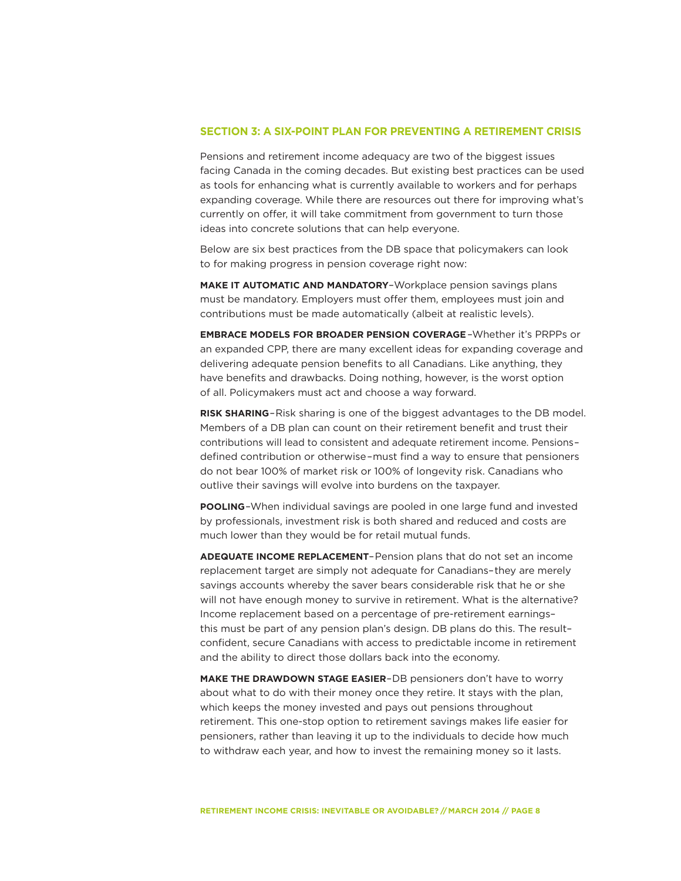## SECTION 3: A SIX-POINT PLAN FOR PREVENTING A RETIREMENT CRISIS

Pensions and retirement income adequacy are two of the biggest issues facing Canada in the coming decades. But existing best practices can be used as tools for enhancing what is currently available to workers and for perhaps expanding coverage. While there are resources out there for improving what's currently on offer, it will take commitment from government to turn those ideas into concrete solutions that can help everyone.

Below are six best practices from the DB space that policymakers can look to for making progress in pension coverage right now:

**MAKE IT AUTOMATIC AND MANDATORY**–Workplace pension savings plans must be mandatory. Employers must offer them, employees must join and contributions must be made automatically (albeit at realistic levels).

**EMBRACE MODELS FOR BROADER PENSION COVERAGE**–Whether it's PRPPs or an expanded CPP, there are many excellent ideas for expanding coverage and delivering adequate pension benefits to all Canadians. Like anything, they have benefits and drawbacks. Doing nothing, however, is the worst option of all. Policymakers must act and choose a way forward.

**RISK SHARING**–Risk sharing is one of the biggest advantages to the DB model. Members of a DB plan can count on their retirement benefit and trust their contributions will lead to consistent and adequate retirement income. Pensions–defined contribution or otherwise–must find a way to ensure that pensioners do not bear 100% of market risk or 100% of longevity risk. Canadians who outlive their savings will evolve into burdens on the taxpayer.

**POOLING**–When individual savings are pooled in one large fund and invested by professionals, investment risk is both shared and reduced and costs are much lower than they would be for retail mutual funds.

**ADEQUATE INCOME REPLACEMENT**–Pension plans that do not set an income replacement target are simply not adequate for Canadians–they are merely savings accounts whereby the saver bears considerable risk that he or she will not have enough money to survive in retirement. What is the alternative? Income replacement based on a percentage of pre-retirement earnings–this must be part of any pension plan's design. DB plans do this. The result–confident, secure Canadians with access to predictable income in retirement and the ability to direct those dollars back into the economy.

**MAKE THE DRAWDOWN STAGE EASIER**–DB pensioners don't have to worry about what to do with their money once they retire. It stays with the plan, which keeps the money invested and pays out pensions throughout retirement. This one-stop option to retirement savings makes life easier for pensioners, rather than leaving it up to the individuals to decide how much to withdraw each year, and how to invest the remaining money so it lasts.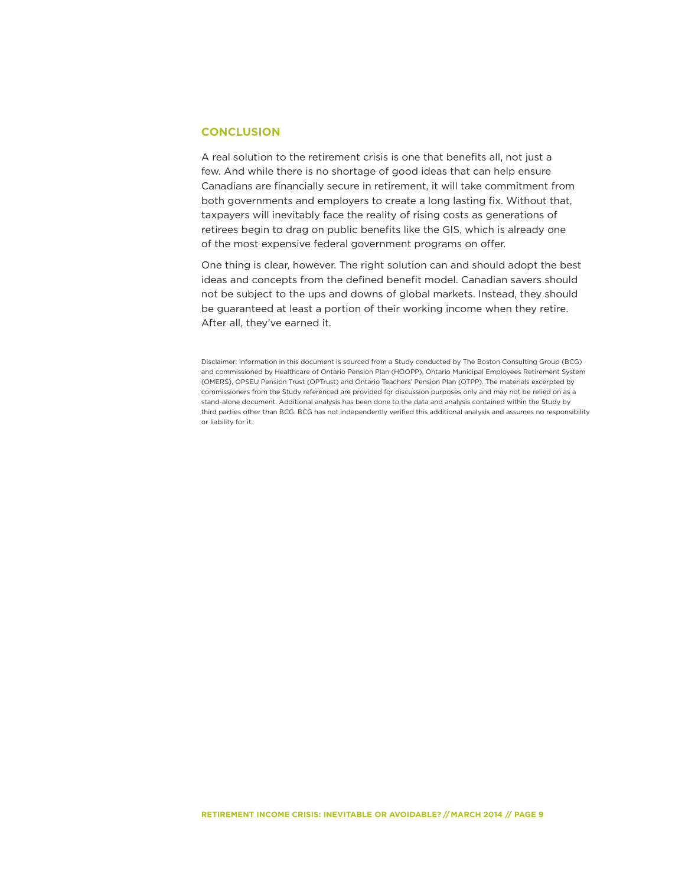## CONCLUSION

A real solution to the retirement crisis is one that benefits all, not just a few. And while there is no shortage of good ideas that can help ensure Canadians are financially secure in retirement, it will take commitment from both governments and employers to create a long lasting fix. Without that, taxpayers will inevitably face the reality of rising costs as generations of retirees begin to drag on public benefits like the GIS, which is already one of the most expensive federal government programs on offer.

One thing is clear, however. The right solution can and should adopt the best ideas and concepts from the defined benefit model. Canadian savers should not be subject to the ups and downs of global markets. Instead, they should be guaranteed at least a portion of their working income when they retire. After all, they've earned it.

Disclaimer: Information in this document is sourced from a Study conducted by The Boston Consulting Group (BCG) and commissioned by Healthcare of Ontario Pension Plan (HOOPP), Ontario Municipal Employees Retirement System (OMERS), OPSEU Pension Trust (OPTrust) and Ontario Teachers' Pension Plan (OTPP). The materials excerpted by commissioners from the Study referenced are provided for discussion purposes only and may not be relied on as a stand-alone document. Additional analysis has been done to the data and analysis contained within the Study by third parties other than BCG. BCG has not independently verified this additional analysis and assumes no responsibility or liability for it.